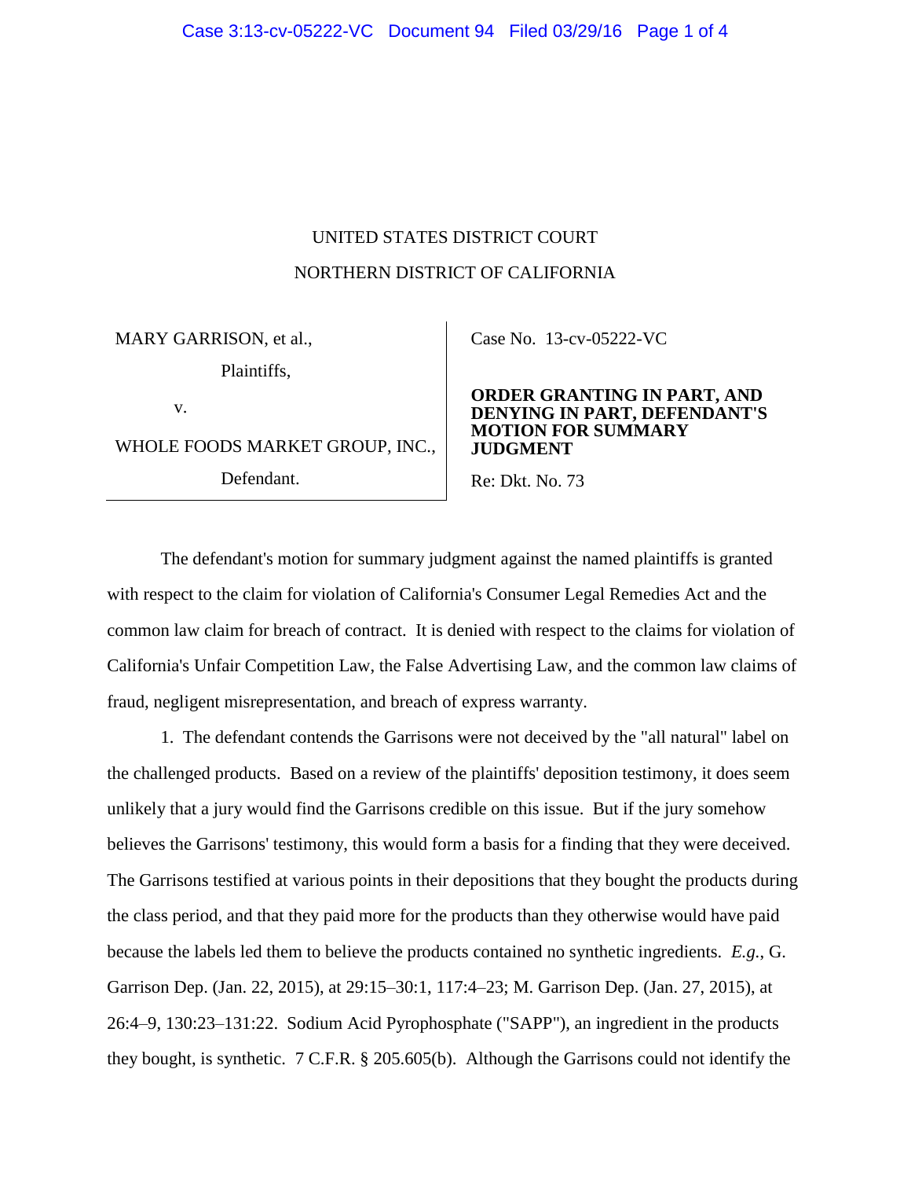UNITED STATES DISTRICT COURT

NORTHERN DISTRICT OF CALIFORNIA

MARY GARRISON, et al.,

Plaintiffs,

v.

WHOLE FOODS MARKET GROUP, INC.,

Defendant.

Case No. 13-cv-05222-VC

**ORDER GRANTING IN PART, AND DENYING IN PART, DEFENDANT'S MOTION FOR SUMMARY JUDGMENT**

Re: Dkt. No. 73

The defendant's motion for summary judgment against the named plaintiffs is granted with respect to the claim for violation of California's Consumer Legal Remedies Act and the common law claim for breach of contract. It is denied with respect to the claims for violation of California's Unfair Competition Law, the False Advertising Law, and the common law claims of fraud, negligent misrepresentation, and breach of express warranty.

1. The defendant contends the Garrisons were not deceived by the "all natural" label on the challenged products. Based on a review of the plaintiffs' deposition testimony, it does seem unlikely that a jury would find the Garrisons credible on this issue. But if the jury somehow believes the Garrisons' testimony, this would form a basis for a finding that they were deceived. The Garrisons testified at various points in their depositions that they bought the products during the class period, and that they paid more for the products than they otherwise would have paid because the labels led them to believe the products contained no synthetic ingredients. *E.g.*, G. Garrison Dep. (Jan. 22, 2015), at 29:15–30:1, 117:4–23; M. Garrison Dep. (Jan. 27, 2015), at 26:4–9, 130:23–131:22. Sodium Acid Pyrophosphate ("SAPP"), an ingredient in the products they bought, is synthetic. 7 C.F.R. § 205.605(b). Although the Garrisons could not identify the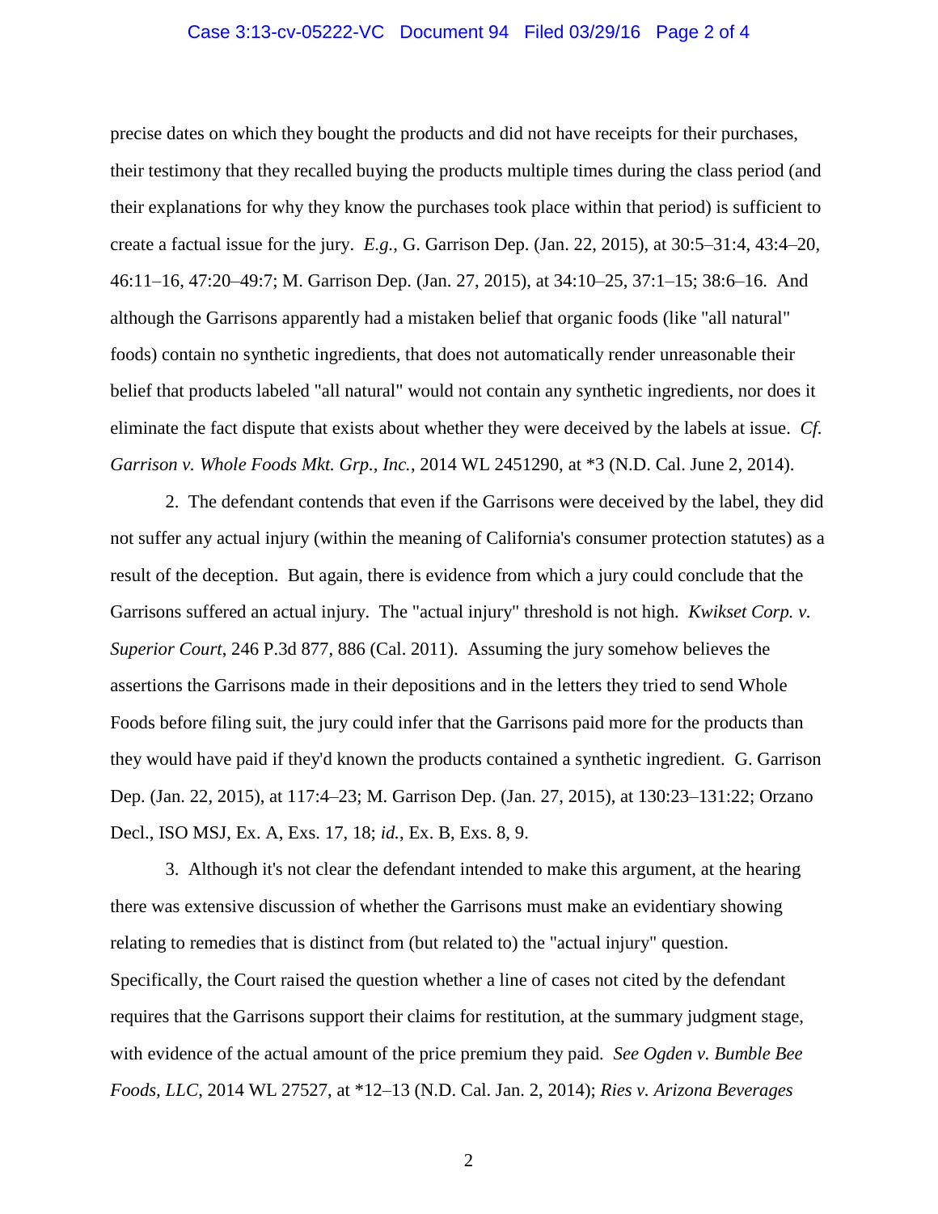precise dates on which they bought the products and did not have receipts for their purchases, their testimony that they recalled buying the products multiple times during the class period (and their explanations for why they know the purchases took place within that period) is sufficient to create a factual issue for the jury. *E.g.*, G. Garrison Dep. (Jan. 22, 2015), at 30:5–31:4, 43:4–20, 46:11–16, 47:20–49:7; M. Garrison Dep. (Jan. 27, 2015), at 34:10–25, 37:1–15; 38:6–16. And although the Garrisons apparently had a mistaken belief that organic foods (like "all natural" foods) contain no synthetic ingredients, that does not automatically render unreasonable their belief that products labeled "all natural" would not contain any synthetic ingredients, nor does it eliminate the fact dispute that exists about whether they were deceived by the labels at issue. *Cf. Garrison v. Whole Foods Mkt. Grp., Inc.*, 2014 WL 2451290, at *3 (N.D. Cal. June 2, 2014).

2. The defendant contends that even if the Garrisons were deceived by the label, they did not suffer any actual injury (within the meaning of California's consumer protection statutes) as a result of the deception. But again, there is evidence from which a jury could conclude that the Garrisons suffered an actual injury. The "actual injury" threshold is not high. *Kwikset Corp. v. Superior Court*, 246 P.3d 877, 886 (Cal. 2011). Assuming the jury somehow believes the assertions the Garrisons made in their depositions and in the letters they tried to send Whole Foods before filing suit, the jury could infer that the Garrisons paid more for the products than they would have paid if they'd known the products contained a synthetic ingredient. G. Garrison Dep. (Jan. 22, 2015), at 117:4–23; M. Garrison Dep. (Jan. 27, 2015), at 130:23–131:22; Orzano Decl., ISO MSJ, Ex. A, Exs. 17, 18; *id.*, Ex. B, Exs. 8, 9.

3. Although it's not clear the defendant intended to make this argument, at the hearing there was extensive discussion of whether the Garrisons must make an evidentiary showing relating to remedies that is distinct from (but related to) the "actual injury" question. Specifically, the Court raised the question whether a line of cases not cited by the defendant requires that the Garrisons support their claims for restitution, at the summary judgment stage, with evidence of the actual amount of the price premium they paid. *See Ogden v. Bumble Bee Foods, LLC*, 2014 WL 27527, at *12–13 (N.D. Cal. Jan. 2, 2014); *Ries v. Arizona Beverages*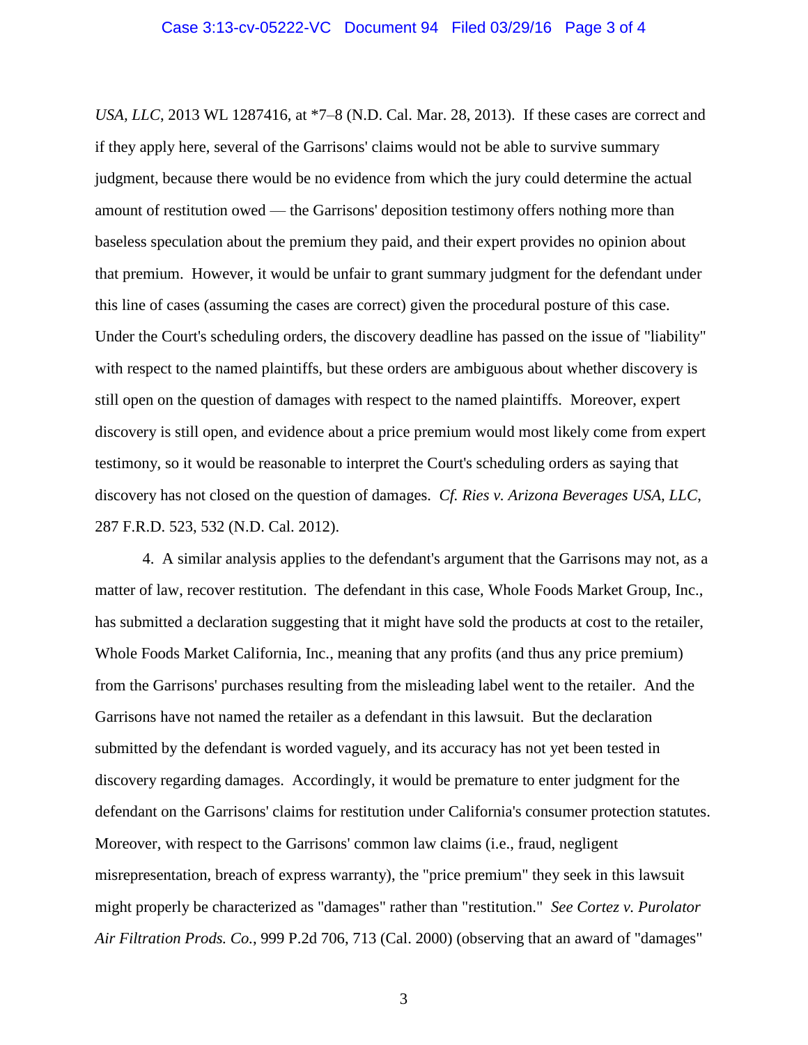*USA, LLC*, 2013 WL 1287416, at *7–8 (N.D. Cal. Mar. 28, 2013). If these cases are correct and if they apply here, several of the Garrisons' claims would not be able to survive summary judgment, because there would be no evidence from which the jury could determine the actual amount of restitution owed — the Garrisons' deposition testimony offers nothing more than baseless speculation about the premium they paid, and their expert provides no opinion about that premium. However, it would be unfair to grant summary judgment for the defendant under this line of cases (assuming the cases are correct) given the procedural posture of this case. Under the Court's scheduling orders, the discovery deadline has passed on the issue of "liability" with respect to the named plaintiffs, but these orders are ambiguous about whether discovery is still open on the question of damages with respect to the named plaintiffs. Moreover, expert discovery is still open, and evidence about a price premium would most likely come from expert testimony, so it would be reasonable to interpret the Court's scheduling orders as saying that discovery has not closed on the question of damages. *Cf. Ries v. Arizona Beverages USA, LLC*, 287 F.R.D. 523, 532 (N.D. Cal. 2012).

4. A similar analysis applies to the defendant's argument that the Garrisons may not, as a matter of law, recover restitution. The defendant in this case, Whole Foods Market Group, Inc., has submitted a declaration suggesting that it might have sold the products at cost to the retailer, Whole Foods Market California, Inc., meaning that any profits (and thus any price premium) from the Garrisons' purchases resulting from the misleading label went to the retailer. And the Garrisons have not named the retailer as a defendant in this lawsuit. But the declaration submitted by the defendant is worded vaguely, and its accuracy has not yet been tested in discovery regarding damages. Accordingly, it would be premature to enter judgment for the defendant on the Garrisons' claims for restitution under California's consumer protection statutes. Moreover, with respect to the Garrisons' common law claims (i.e., fraud, negligent misrepresentation, breach of express warranty), the "price premium" they seek in this lawsuit might properly be characterized as "damages" rather than "restitution." *See Cortez v. Purolator Air Filtration Prods. Co.*, 999 P.2d 706, 713 (Cal. 2000) (observing that an award of "damages"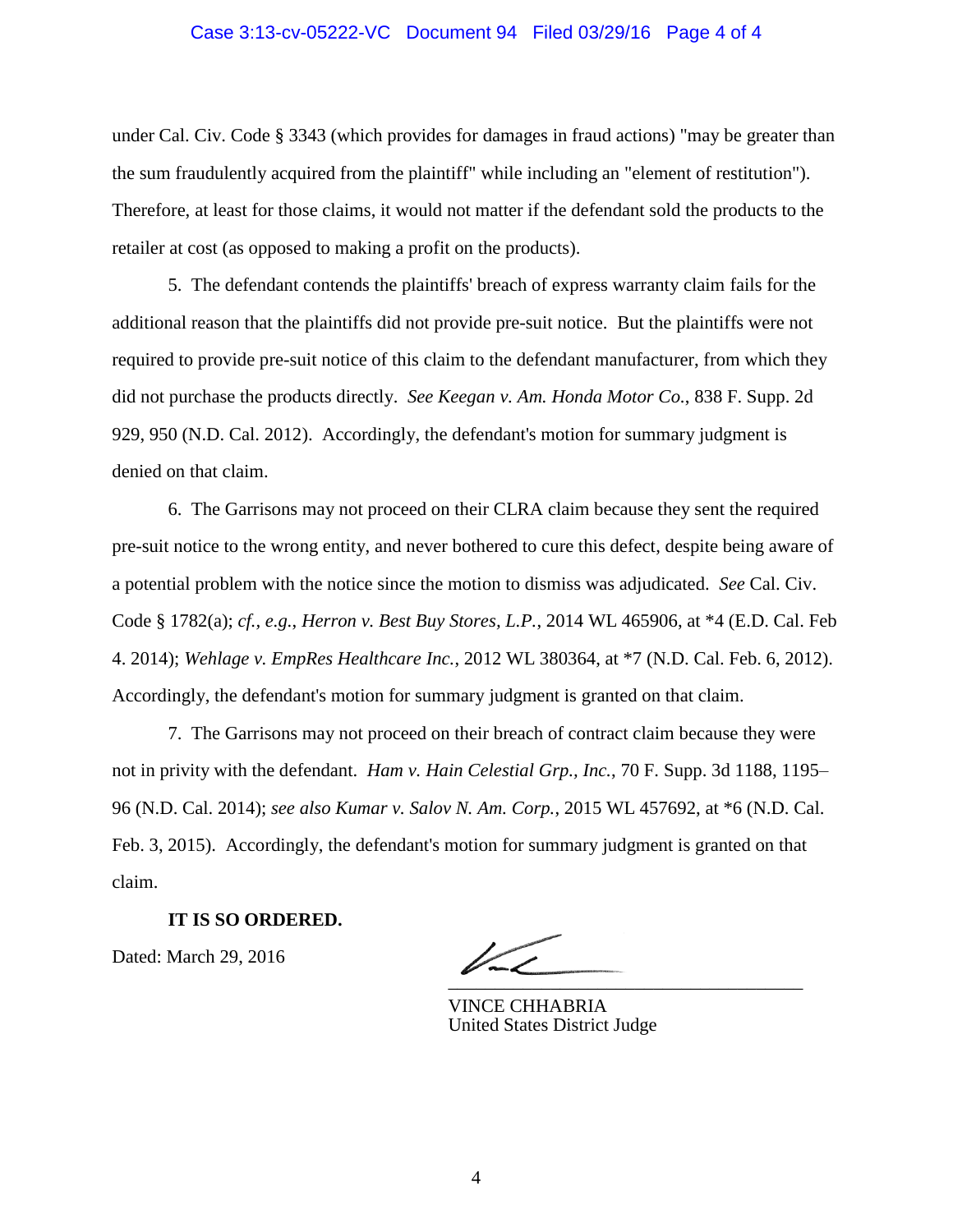under Cal. Civ. Code § 3343 (which provides for damages in fraud actions) "may be greater than the sum fraudulently acquired from the plaintiff" while including an "element of restitution"). Therefore, at least for those claims, it would not matter if the defendant sold the products to the retailer at cost (as opposed to making a profit on the products).

5. The defendant contends the plaintiffs' breach of express warranty claim fails for the additional reason that the plaintiffs did not provide pre-suit notice. But the plaintiffs were not required to provide pre-suit notice of this claim to the defendant manufacturer, from which they did not purchase the products directly. *See Keegan v. Am. Honda Motor Co.*, 838 F. Supp. 2d 929, 950 (N.D. Cal. 2012). Accordingly, the defendant's motion for summary judgment is denied on that claim.

6. The Garrisons may not proceed on their CLRA claim because they sent the required pre-suit notice to the wrong entity, and never bothered to cure this defect, despite being aware of a potential problem with the notice since the motion to dismiss was adjudicated. *See* Cal. Civ. Code § 1782(a); *cf.*, *e.g.*, *Herron v. Best Buy Stores, L.P.*, 2014 WL 465906, at *4 (E.D. Cal. Feb 4. 2014); *Wehlage v. EmpRes Healthcare Inc.*, 2012 WL 380364, at *7 (N.D. Cal. Feb. 6, 2012). Accordingly, the defendant's motion for summary judgment is granted on that claim.

7. The Garrisons may not proceed on their breach of contract claim because they were not in privity with the defendant. *Ham v. Hain Celestial Grp., Inc.*, 70 F. Supp. 3d 1188, 1195–96 (N.D. Cal. 2014); *see also Kumar v. Salov N. Am. Corp.*, 2015 WL 457692, at *6 (N.D. Cal. Feb. 3, 2015). Accordingly, the defendant's motion for summary judgment is granted on that claim.

**IT IS SO ORDERED.**

Dated: March 29, 2016

VINCE CHHABRIA
United States District Judge